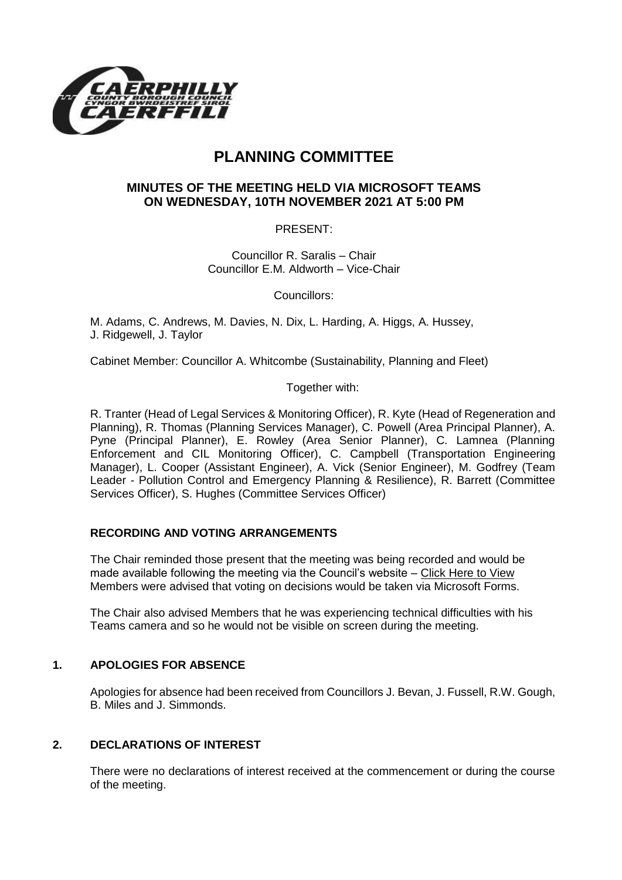# PLANNING COMMITTEE

## MINUTES OF THE MEETING HELD VIA MICROSOFT TEAMS ON WEDNESDAY, 10TH NOVEMBER 2021 AT 5:00 PM

PRESENT:

Councillor R. Saralis – Chair
Councillor E.M. Aldworth – Vice-Chair

Councillors:

M. Adams, C. Andrews, M. Davies, N. Dix, L. Harding, A. Higgs, A. Hussey, J. Ridgewell, J. Taylor

Cabinet Member: Councillor A. Whitcombe (Sustainability, Planning and Fleet)

Together with:

R. Tranter (Head of Legal Services & Monitoring Officer), R. Kyte (Head of Regeneration and Planning), R. Thomas (Planning Services Manager), C. Powell (Area Principal Planner), A. Pyne (Principal Planner), E. Rowley (Area Senior Planner), C. Lamnea (Planning Enforcement and CIL Monitoring Officer), C. Campbell (Transportation Engineering Manager), L. Cooper (Assistant Engineer), A. Vick (Senior Engineer), M. Godfrey (Team Leader - Pollution Control and Emergency Planning & Resilience), R. Barrett (Committee Services Officer), S. Hughes (Committee Services Officer)

### RECORDING AND VOTING ARRANGEMENTS

The Chair reminded those present that the meeting was being recorded and would be made available following the meeting via the Council's website – Click Here to View Members were advised that voting on decisions would be taken via Microsoft Forms.

The Chair also advised Members that he was experiencing technical difficulties with his Teams camera and so he would not be visible on screen during the meeting.

### 1. APOLOGIES FOR ABSENCE

Apologies for absence had been received from Councillors J. Bevan, J. Fussell, R.W. Gough, B. Miles and J. Simmonds.

### 2. DECLARATIONS OF INTEREST

There were no declarations of interest received at the commencement or during the course of the meeting.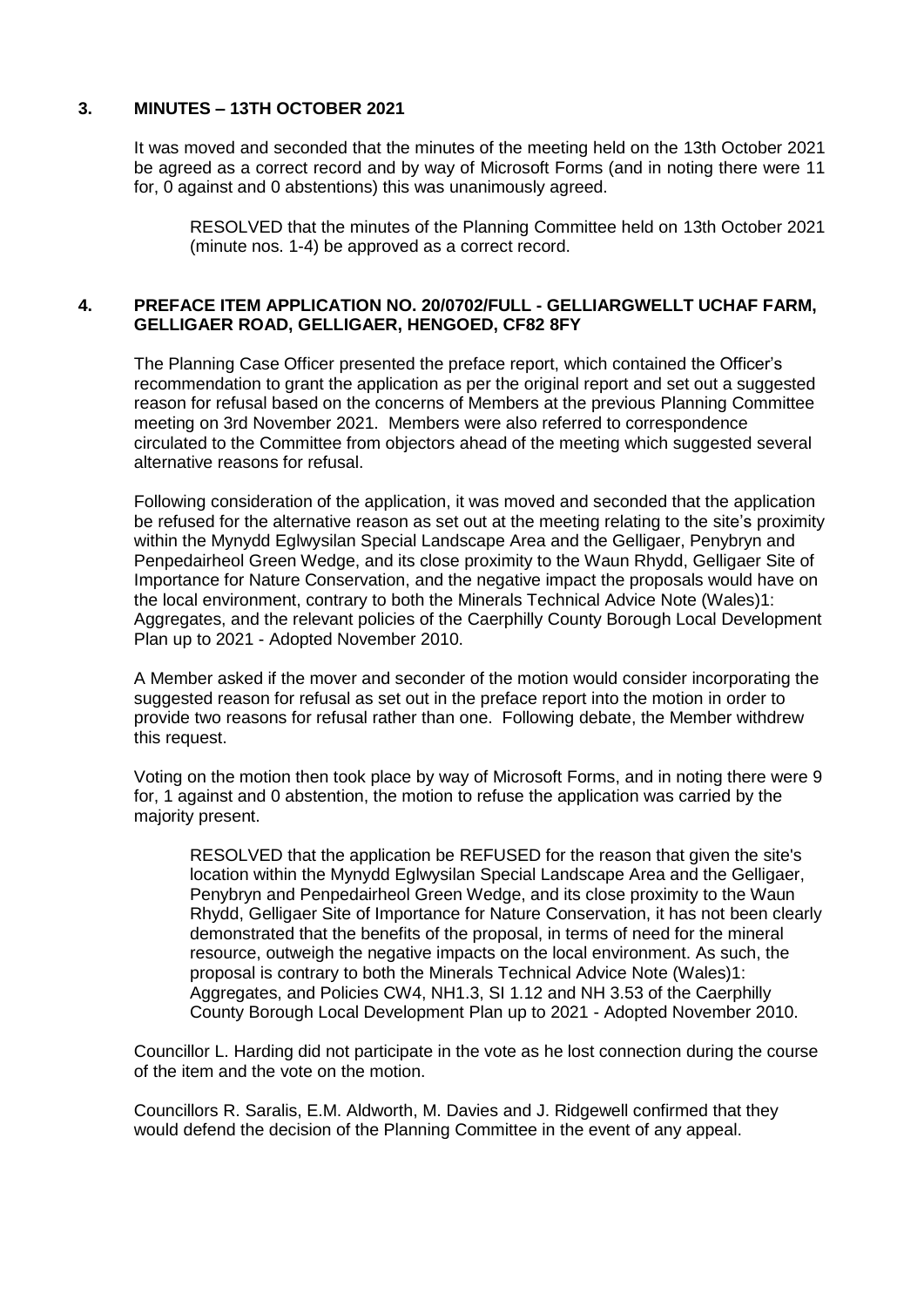### 3. MINUTES – 13TH OCTOBER 2021

It was moved and seconded that the minutes of the meeting held on the 13th October 2021 be agreed as a correct record and by way of Microsoft Forms (and in noting there were 11 for, 0 against and 0 abstentions) this was unanimously agreed.

> RESOLVED that the minutes of the Planning Committee held on 13th October 2021 (minute nos. 1-4) be approved as a correct record.

### 4. PREFACE ITEM APPLICATION NO. 20/0702/FULL - GELLIARGWELLT UCHAF FARM, GELLIGAER ROAD, GELLIGAER, HENGOED, CF82 8FY

The Planning Case Officer presented the preface report, which contained the Officer's recommendation to grant the application as per the original report and set out a suggested reason for refusal based on the concerns of Members at the previous Planning Committee meeting on 3rd November 2021. Members were also referred to correspondence circulated to the Committee from objectors ahead of the meeting which suggested several alternative reasons for refusal.

Following consideration of the application, it was moved and seconded that the application be refused for the alternative reason as set out at the meeting relating to the site's proximity within the Mynydd Eglwysilan Special Landscape Area and the Gelligaer, Penybryn and Penpedairheol Green Wedge, and its close proximity to the Waun Rhydd, Gelligaer Site of Importance for Nature Conservation, and the negative impact the proposals would have on the local environment, contrary to both the Minerals Technical Advice Note (Wales)1: Aggregates, and the relevant policies of the Caerphilly County Borough Local Development Plan up to 2021 - Adopted November 2010.

A Member asked if the mover and seconder of the motion would consider incorporating the suggested reason for refusal as set out in the preface report into the motion in order to provide two reasons for refusal rather than one. Following debate, the Member withdrew this request.

Voting on the motion then took place by way of Microsoft Forms, and in noting there were 9 for, 1 against and 0 abstention, the motion to refuse the application was carried by the majority present.

> RESOLVED that the application be REFUSED for the reason that given the site's location within the Mynydd Eglwysilan Special Landscape Area and the Gelligaer, Penybryn and Penpedairheol Green Wedge, and its close proximity to the Waun Rhydd, Gelligaer Site of Importance for Nature Conservation, it has not been clearly demonstrated that the benefits of the proposal, in terms of need for the mineral resource, outweigh the negative impacts on the local environment. As such, the proposal is contrary to both the Minerals Technical Advice Note (Wales)1: Aggregates, and Policies CW4, NH1.3, SI 1.12 and NH 3.53 of the Caerphilly County Borough Local Development Plan up to 2021 - Adopted November 2010.

Councillor L. Harding did not participate in the vote as he lost connection during the course of the item and the vote on the motion.

Councillors R. Saralis, E.M. Aldworth, M. Davies and J. Ridgewell confirmed that they would defend the decision of the Planning Committee in the event of any appeal.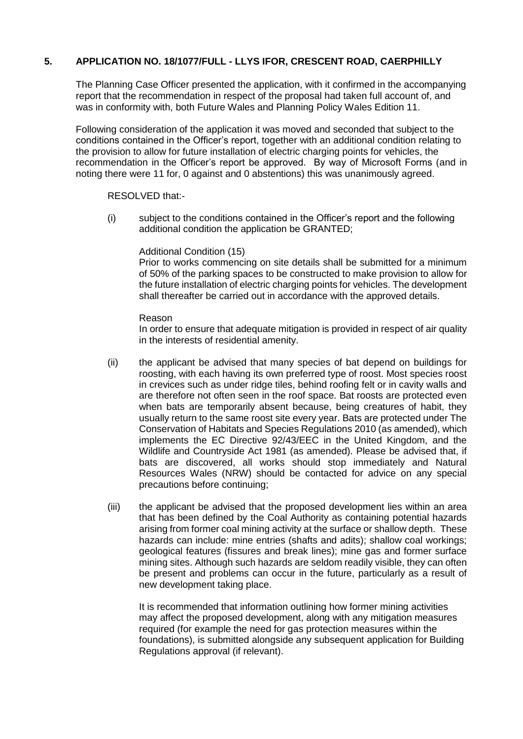## 5. APPLICATION NO. 18/1077/FULL - LLYS IFOR, CRESCENT ROAD, CAERPHILLY

The Planning Case Officer presented the application, with it confirmed in the accompanying report that the recommendation in respect of the proposal had taken full account of, and was in conformity with, both Future Wales and Planning Policy Wales Edition 11.

Following consideration of the application it was moved and seconded that subject to the conditions contained in the Officer's report, together with an additional condition relating to the provision to allow for future installation of electric charging points for vehicles, the recommendation in the Officer's report be approved. By way of Microsoft Forms (and in noting there were 11 for, 0 against and 0 abstentions) this was unanimously agreed.

RESOLVED that:-

(i) subject to the conditions contained in the Officer's report and the following additional condition the application be GRANTED;

Additional Condition (15)
Prior to works commencing on site details shall be submitted for a minimum of 50% of the parking spaces to be constructed to make provision to allow for the future installation of electric charging points for vehicles. The development shall thereafter be carried out in accordance with the approved details.

Reason
In order to ensure that adequate mitigation is provided in respect of air quality in the interests of residential amenity.

(ii) the applicant be advised that many species of bat depend on buildings for roosting, with each having its own preferred type of roost. Most species roost in crevices such as under ridge tiles, behind roofing felt or in cavity walls and are therefore not often seen in the roof space. Bat roosts are protected even when bats are temporarily absent because, being creatures of habit, they usually return to the same roost site every year. Bats are protected under The Conservation of Habitats and Species Regulations 2010 (as amended), which implements the EC Directive 92/43/EEC in the United Kingdom, and the Wildlife and Countryside Act 1981 (as amended). Please be advised that, if bats are discovered, all works should stop immediately and Natural Resources Wales (NRW) should be contacted for advice on any special precautions before continuing;

(iii) the applicant be advised that the proposed development lies within an area that has been defined by the Coal Authority as containing potential hazards arising from former coal mining activity at the surface or shallow depth. These hazards can include: mine entries (shafts and adits); shallow coal workings; geological features (fissures and break lines); mine gas and former surface mining sites. Although such hazards are seldom readily visible, they can often be present and problems can occur in the future, particularly as a result of new development taking place.

It is recommended that information outlining how former mining activities may affect the proposed development, along with any mitigation measures required (for example the need for gas protection measures within the foundations), is submitted alongside any subsequent application for Building Regulations approval (if relevant).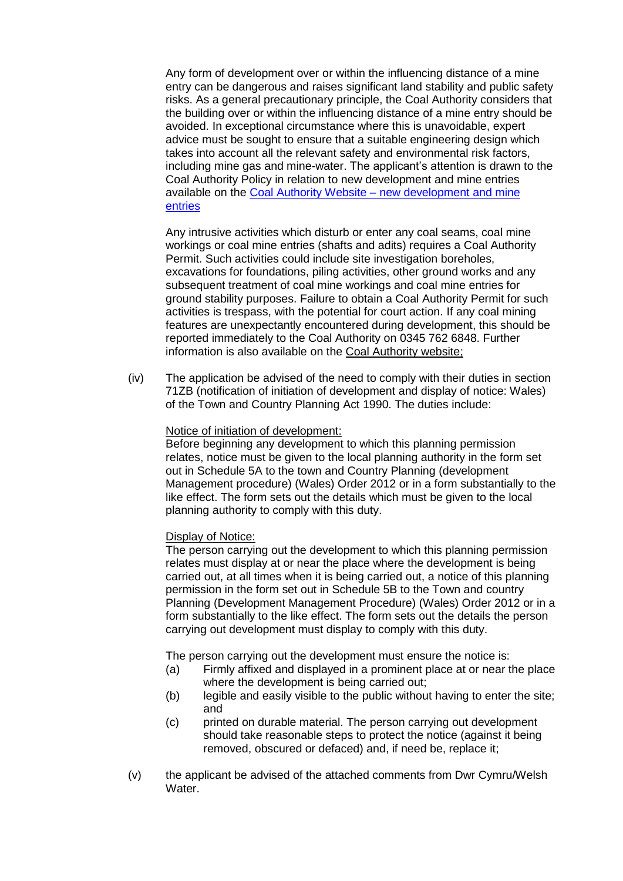Any form of development over or within the influencing distance of a mine entry can be dangerous and raises significant land stability and public safety risks. As a general precautionary principle, the Coal Authority considers that the building over or within the influencing distance of a mine entry should be avoided. In exceptional circumstance where this is unavoidable, expert advice must be sought to ensure that a suitable engineering design which takes into account all the relevant safety and environmental risk factors, including mine gas and mine-water. The applicant's attention is drawn to the Coal Authority Policy in relation to new development and mine entries available on the Coal Authority Website – new development and mine entries

Any intrusive activities which disturb or enter any coal seams, coal mine workings or coal mine entries (shafts and adits) requires a Coal Authority Permit. Such activities could include site investigation boreholes, excavations for foundations, piling activities, other ground works and any subsequent treatment of coal mine workings and coal mine entries for ground stability purposes. Failure to obtain a Coal Authority Permit for such activities is trespass, with the potential for court action. If any coal mining features are unexpectantly encountered during development, this should be reported immediately to the Coal Authority on 0345 762 6848. Further information is also available on the Coal Authority website;

(iv) The application be advised of the need to comply with their duties in section 71ZB (notification of initiation of development and display of notice: Wales) of the Town and Country Planning Act 1990. The duties include:

<u>Notice of initiation of development:</u>
Before beginning any development to which this planning permission relates, notice must be given to the local planning authority in the form set out in Schedule 5A to the town and Country Planning (development Management procedure) (Wales) Order 2012 or in a form substantially to the like effect. The form sets out the details which must be given to the local planning authority to comply with this duty.

<u>Display of Notice:</u>
The person carrying out the development to which this planning permission relates must display at or near the place where the development is being carried out, at all times when it is being carried out, a notice of this planning permission in the form set out in Schedule 5B to the Town and country Planning (Development Management Procedure) (Wales) Order 2012 or in a form substantially to the like effect. The form sets out the details the person carrying out development must display to comply with this duty.

The person carrying out the development must ensure the notice is:

(a) Firmly affixed and displayed in a prominent place at or near the place where the development is being carried out;
(b) legible and easily visible to the public without having to enter the site; and
(c) printed on durable material. The person carrying out development should take reasonable steps to protect the notice (against it being removed, obscured or defaced) and, if need be, replace it;

(v) the applicant be advised of the attached comments from Dwr Cymru/Welsh Water.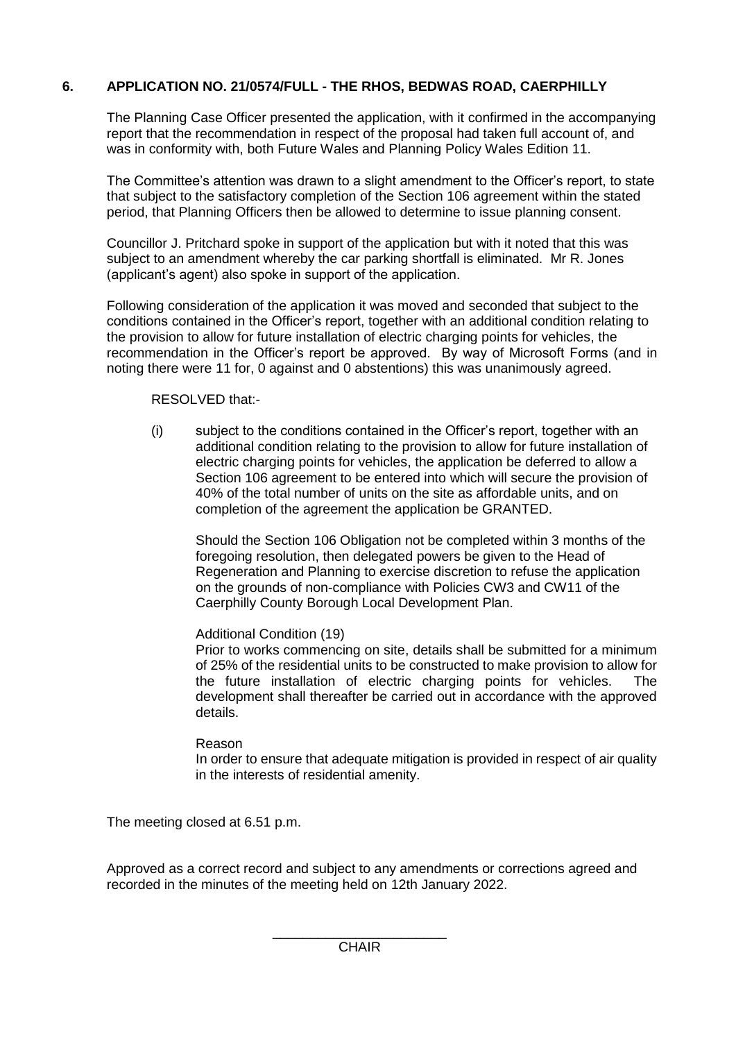## 6. APPLICATION NO. 21/0574/FULL - THE RHOS, BEDWAS ROAD, CAERPHILLY

The Planning Case Officer presented the application, with it confirmed in the accompanying report that the recommendation in respect of the proposal had taken full account of, and was in conformity with, both Future Wales and Planning Policy Wales Edition 11.

The Committee's attention was drawn to a slight amendment to the Officer's report, to state that subject to the satisfactory completion of the Section 106 agreement within the stated period, that Planning Officers then be allowed to determine to issue planning consent.

Councillor J. Pritchard spoke in support of the application but with it noted that this was subject to an amendment whereby the car parking shortfall is eliminated. Mr R. Jones (applicant's agent) also spoke in support of the application.

Following consideration of the application it was moved and seconded that subject to the conditions contained in the Officer's report, together with an additional condition relating to the provision to allow for future installation of electric charging points for vehicles, the recommendation in the Officer's report be approved. By way of Microsoft Forms (and in noting there were 11 for, 0 against and 0 abstentions) this was unanimously agreed.

RESOLVED that:-

(i) subject to the conditions contained in the Officer's report, together with an additional condition relating to the provision to allow for future installation of electric charging points for vehicles, the application be deferred to allow a Section 106 agreement to be entered into which will secure the provision of 40% of the total number of units on the site as affordable units, and on completion of the agreement the application be GRANTED.

Should the Section 106 Obligation not be completed within 3 months of the foregoing resolution, then delegated powers be given to the Head of Regeneration and Planning to exercise discretion to refuse the application on the grounds of non-compliance with Policies CW3 and CW11 of the Caerphilly County Borough Local Development Plan.

Additional Condition (19)
Prior to works commencing on site, details shall be submitted for a minimum of 25% of the residential units to be constructed to make provision to allow for the future installation of electric charging points for vehicles. The development shall thereafter be carried out in accordance with the approved details.

Reason
In order to ensure that adequate mitigation is provided in respect of air quality in the interests of residential amenity.

The meeting closed at 6.51 p.m.

Approved as a correct record and subject to any amendments or corrections agreed and recorded in the minutes of the meeting held on 12th January 2022.

_______________________
CHAIR